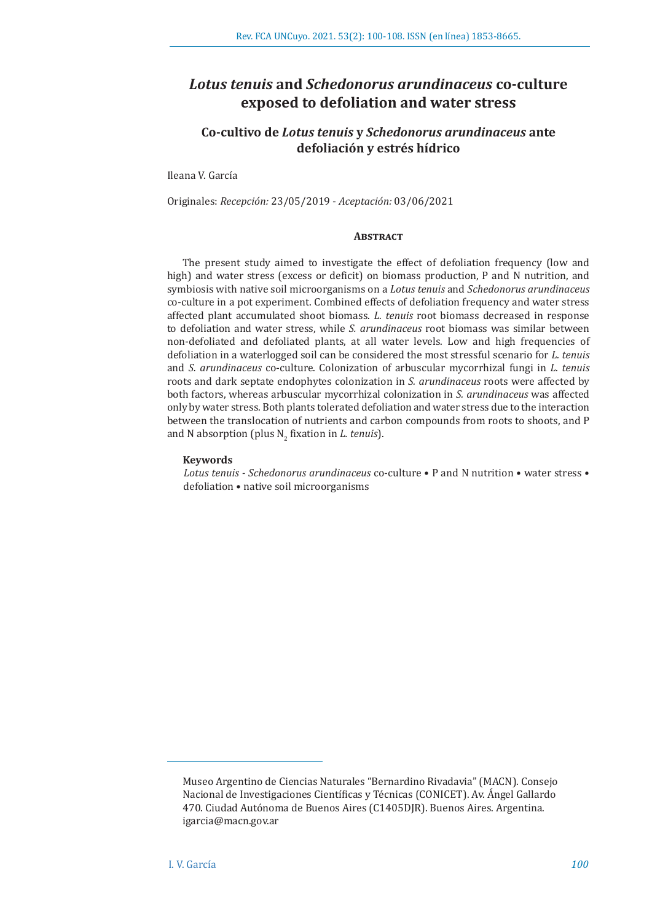# *Lotus tenuis* and *Schedonorus arundinaceus* co-culture exposed to defoliation and water stress

## Co-cultivo de *Lotus tenuis* y *Schedonorus arundinaceus* ante defoliación y estrés hídrico

Ileana V. García

Originales: *Recepción:* 23/05/2019 - *Aceptación:* 03/06/2021

### Abstract

The present study aimed to investigate the effect of defoliation frequency (low and high) and water stress (excess or deficit) on biomass production, P and N nutrition, and symbiosis with native soil microorganisms on a *Lotus tenuis* and *Schedonorus arundinaceus* co-culture in a pot experiment. Combined effects of defoliation frequency and water stress affected plant accumulated shoot biomass. *L. tenuis* root biomass decreased in response to defoliation and water stress, while *S. arundinaceus* root biomass was similar between non-defoliated and defoliated plants, at all water levels. Low and high frequencies of defoliation in a waterlogged soil can be considered the most stressful scenario for *L. tenuis* and *S. arundinaceus* co-culture. Colonization of arbuscular mycorrhizal fungi in *L. tenuis* roots and dark septate endophytes colonization in *S. arundinaceus* roots were affected by both factors, whereas arbuscular mycorrhizal colonization in *S. arundinaceus* was affected only by water stress. Both plants tolerated defoliation and water stress due to the interaction between the translocation of nutrients and carbon compounds from roots to shoots, and P and N absorption (plus $N_2$ fixation in *L. tenuis*).

**Keywords**

*Lotus tenuis* - *Schedonorus arundinaceus* co-culture • P and N nutrition • water stress • defoliation • native soil microorganisms

Museo Argentino de Ciencias Naturales "Bernardino Rivadavia" (MACN). Consejo Nacional de Investigaciones Científicas y Técnicas (CONICET). Av. Ángel Gallardo 470. Ciudad Autónoma de Buenos Aires (C1405DJR). Buenos Aires. Argentina. igarcia@macn.gov.ar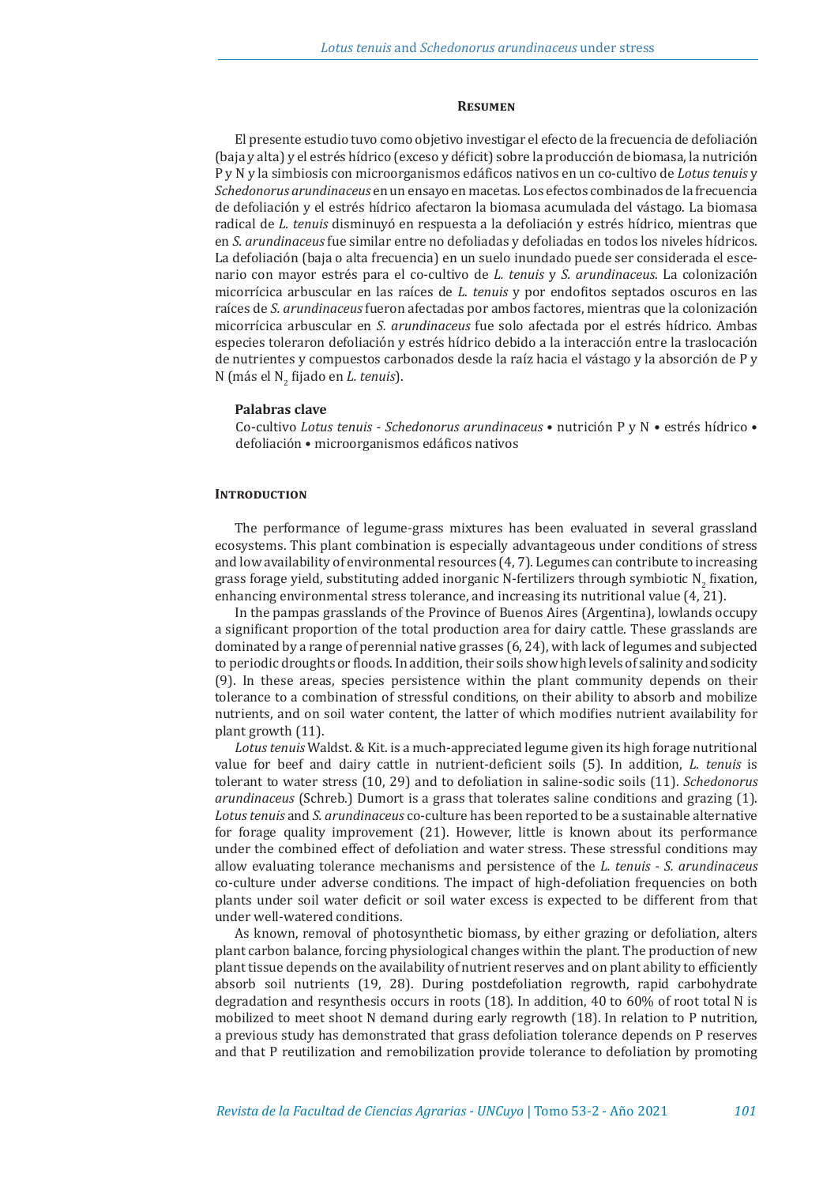### Resumen

El presente estudio tuvo como objetivo investigar el efecto de la frecuencia de defoliación (baja y alta) y el estrés hídrico (exceso y déficit) sobre la producción de biomasa, la nutrición P y N y la simbiosis con microorganismos edáficos nativos en un co-cultivo de *Lotus tenuis* y *Schedonorus arundinaceus* en un ensayo en macetas. Los efectos combinados de la frecuencia de defoliación y el estrés hídrico afectaron la biomasa acumulada del vástago. La biomasa radical de *L. tenuis* disminuyó en respuesta a la defoliación y estrés hídrico, mientras que en *S. arundinaceus* fue similar entre no defoliadas y defoliadas en todos los niveles hídricos. La defoliación (baja o alta frecuencia) en un suelo inundado puede ser considerada el escenario con mayor estrés para el co-cultivo de *L. tenuis* y *S. arundinaceus*. La colonización micorrícica arbuscular en las raíces de *L. tenuis* y por endofitos septados oscuros en las raíces de *S. arundinaceus* fueron afectadas por ambos factores, mientras que la colonización micorrícica arbuscular en *S. arundinaceus* fue solo afectada por el estrés hídrico. Ambas especies toleraron defoliación y estrés hídrico debido a la interacción entre la traslocación de nutrientes y compuestos carbonados desde la raíz hacia el vástago y la absorción de P y N (más el $N_2$ fijado en *L. tenuis*).

**Palabras clave**

Co-cultivo *Lotus tenuis* - *Schedonorus arundinaceus* • nutrición P y N • estrés hídrico • defoliación • microorganismos edáficos nativos

### Introduction

The performance of legume-grass mixtures has been evaluated in several grassland ecosystems. This plant combination is especially advantageous under conditions of stress and low availability of environmental resources (4, 7). Legumes can contribute to increasing grass forage yield, substituting added inorganic N-fertilizers through symbiotic $N_2$ fixation, enhancing environmental stress tolerance, and increasing its nutritional value (4, 21).

In the pampas grasslands of the Province of Buenos Aires (Argentina), lowlands occupy a significant proportion of the total production area for dairy cattle. These grasslands are dominated by a range of perennial native grasses (6, 24), with lack of legumes and subjected to periodic droughts or floods. In addition, their soils show high levels of salinity and sodicity (9). In these areas, species persistence within the plant community depends on their tolerance to a combination of stressful conditions, on their ability to absorb and mobilize nutrients, and on soil water content, the latter of which modifies nutrient availability for plant growth (11).

*Lotus tenuis* Waldst. & Kit. is a much-appreciated legume given its high forage nutritional value for beef and dairy cattle in nutrient-deficient soils (5). In addition, *L. tenuis* is tolerant to water stress (10, 29) and to defoliation in saline-sodic soils (11). *Schedonorus arundinaceus* (Schreb.) Dumort is a grass that tolerates saline conditions and grazing (1). *Lotus tenuis* and *S. arundinaceus* co-culture has been reported to be a sustainable alternative for forage quality improvement (21). However, little is known about its performance under the combined effect of defoliation and water stress. These stressful conditions may allow evaluating tolerance mechanisms and persistence of the *L. tenuis* - *S. arundinaceus* co-culture under adverse conditions. The impact of high-defoliation frequencies on both plants under soil water deficit or soil water excess is expected to be different from that under well-watered conditions.

As known, removal of photosynthetic biomass, by either grazing or defoliation, alters plant carbon balance, forcing physiological changes within the plant. The production of new plant tissue depends on the availability of nutrient reserves and on plant ability to efficiently absorb soil nutrients (19, 28). During postdefoliation regrowth, rapid carbohydrate degradation and resynthesis occurs in roots (18). In addition, 40 to 60% of root total N is mobilized to meet shoot N demand during early regrowth (18). In relation to P nutrition, a previous study has demonstrated that grass defoliation tolerance depends on P reserves and that P reutilization and remobilization provide tolerance to defoliation by promoting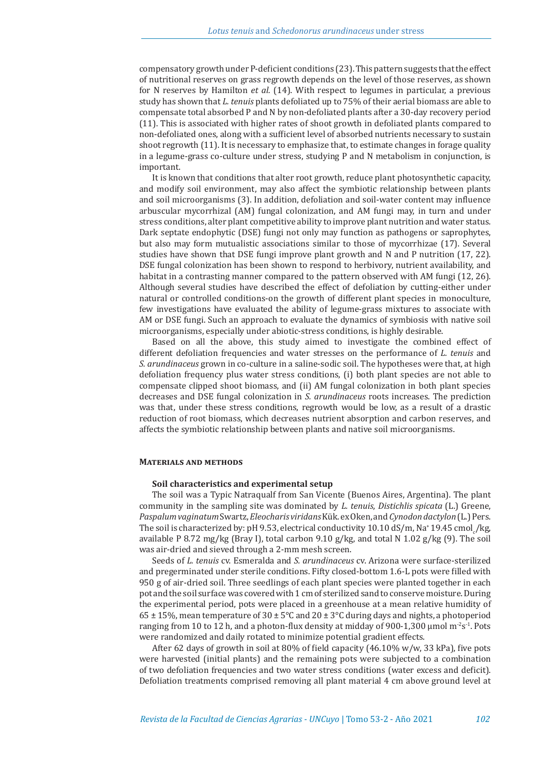compensatory growth under P-deficient conditions (23). This pattern suggests that the effect of nutritional reserves on grass regrowth depends on the level of those reserves, as shown for N reserves by Hamilton *et al.* (14). With respect to legumes in particular, a previous study has shown that *L. tenuis* plants defoliated up to 75% of their aerial biomass are able to compensate total absorbed P and N by non-defoliated plants after a 30-day recovery period (11). This is associated with higher rates of shoot growth in defoliated plants compared to non-defoliated ones, along with a sufficient level of absorbed nutrients necessary to sustain shoot regrowth (11). It is necessary to emphasize that, to estimate changes in forage quality in a legume-grass co-culture under stress, studying P and N metabolism in conjunction, is important.

It is known that conditions that alter root growth, reduce plant photosynthetic capacity, and modify soil environment, may also affect the symbiotic relationship between plants and soil microorganisms (3). In addition, defoliation and soil-water content may influence arbuscular mycorrhizal (AM) fungal colonization, and AM fungi may, in turn and under stress conditions, alter plant competitive ability to improve plant nutrition and water status. Dark septate endophytic (DSE) fungi not only may function as pathogens or saprophytes, but also may form mutualistic associations similar to those of mycorrhizae (17). Several studies have shown that DSE fungi improve plant growth and N and P nutrition (17, 22). DSE fungal colonization has been shown to respond to herbivory, nutrient availability, and habitat in a contrasting manner compared to the pattern observed with AM fungi (12, 26). Although several studies have described the effect of defoliation by cutting-either under natural or controlled conditions-on the growth of different plant species in monoculture, few investigations have evaluated the ability of legume-grass mixtures to associate with AM or DSE fungi. Such an approach to evaluate the dynamics of symbiosis with native soil microorganisms, especially under abiotic-stress conditions, is highly desirable.

Based on all the above, this study aimed to investigate the combined effect of different defoliation frequencies and water stresses on the performance of *L. tenuis* and *S. arundinaceus* grown in co-culture in a saline-sodic soil. The hypotheses were that, at high defoliation frequency plus water stress conditions, (i) both plant species are not able to compensate clipped shoot biomass, and (ii) AM fungal colonization in both plant species decreases and DSE fungal colonization in *S. arundinaceus* roots increases. The prediction was that, under these stress conditions, regrowth would be low, as a result of a drastic reduction of root biomass, which decreases nutrient absorption and carbon reserves, and affects the symbiotic relationship between plants and native soil microorganisms.

## Materials and methods

### Soil characteristics and experimental setup

The soil was a Typic Natraqualf from San Vicente (Buenos Aires, Argentina). The plant community in the sampling site was dominated by *L. tenuis*, *Distichlis spicata* (L.) Greene, *Paspalum vaginatum* Swartz, *Eleocharis viridans* Kük. ex Oken, and *Cynodon dactylon* (L.) Pers. The soil is characterized by: pH 9.53, electrical conductivity 10.10 dS/m, $Na^{+}$ 19.45 $cmol_c$/kg, available P 8.72 mg/kg (Bray I), total carbon 9.10 g/kg, and total N 1.02 g/kg (9). The soil was air-dried and sieved through a 2-mm mesh screen.

Seeds of *L. tenuis* cv. Esmeralda and *S. arundinaceus* cv. Arizona were surface-sterilized and pregerminated under sterile conditions. Fifty closed-bottom 1.6-L pots were filled with 950 g of air-dried soil. Three seedlings of each plant species were planted together in each pot and the soil surface was covered with 1 cm of sterilized sand to conserve moisture. During the experimental period, pots were placed in a greenhouse at a mean relative humidity of 65 ± 15%, mean temperature of 30 ± 5°C and 20 ± 3°C during days and nights, a photoperiod ranging from 10 to 12 h, and a photon-flux density at midday of 900-1,300 μmol $m^{-2}s^{-1}$. Pots were randomized and daily rotated to minimize potential gradient effects.

After 62 days of growth in soil at 80% of field capacity (46.10% w/w, 33 kPa), five pots were harvested (initial plants) and the remaining pots were subjected to a combination of two defoliation frequencies and two water stress conditions (water excess and deficit). Defoliation treatments comprised removing all plant material 4 cm above ground level at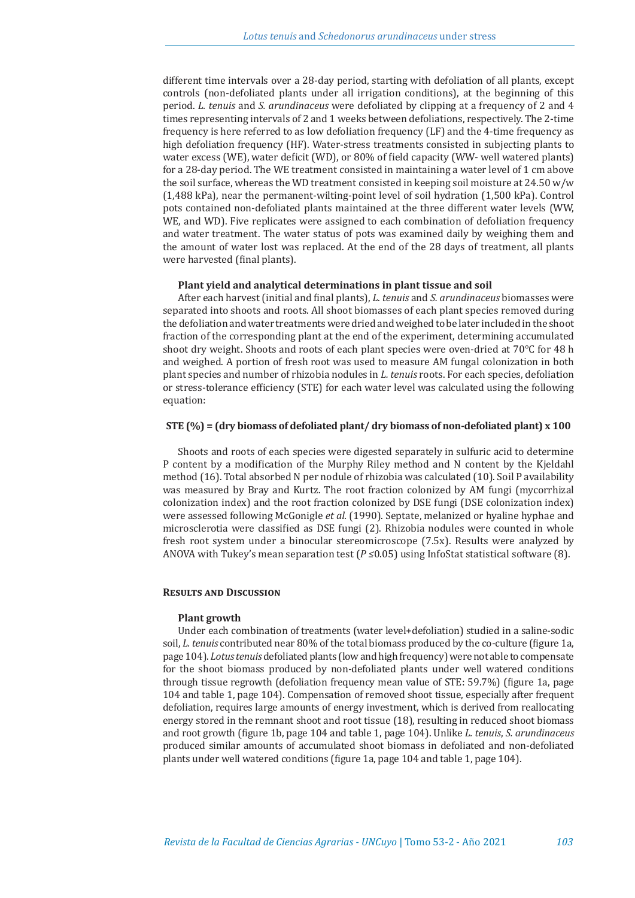different time intervals over a 28-day period, starting with defoliation of all plants, except controls (non-defoliated plants under all irrigation conditions), at the beginning of this period. *L. tenuis* and *S. arundinaceus* were defoliated by clipping at a frequency of 2 and 4 times representing intervals of 2 and 1 weeks between defoliations, respectively. The 2-time frequency is here referred to as low defoliation frequency (LF) and the 4-time frequency as high defoliation frequency (HF). Water-stress treatments consisted in subjecting plants to water excess (WE), water deficit (WD), or 80% of field capacity (WW- well watered plants) for a 28-day period. The WE treatment consisted in maintaining a water level of 1 cm above the soil surface, whereas the WD treatment consisted in keeping soil moisture at 24.50 w/w (1,488 kPa), near the permanent-wilting-point level of soil hydration (1,500 kPa). Control pots contained non-defoliated plants maintained at the three different water levels (WW, WE, and WD). Five replicates were assigned to each combination of defoliation frequency and water treatment. The water status of pots was examined daily by weighing them and the amount of water lost was replaced. At the end of the 28 days of treatment, all plants were harvested (final plants).

#### Plant yield and analytical determinations in plant tissue and soil

After each harvest (initial and final plants), *L. tenuis* and *S. arundinaceus* biomasses were separated into shoots and roots. All shoot biomasses of each plant species removed during the defoliation and water treatments were dried and weighed to be later included in the shoot fraction of the corresponding plant at the end of the experiment, determining accumulated shoot dry weight. Shoots and roots of each plant species were oven-dried at 70°C for 48 h and weighed. A portion of fresh root was used to measure AM fungal colonization in both plant species and number of rhizobia nodules in *L. tenuis* roots. For each species, defoliation or stress-tolerance efficiency (STE) for each water level was calculated using the following equation:

**STE (%) = (dry biomass of defoliated plant/ dry biomass of non-defoliated plant) x 100**

Shoots and roots of each species were digested separately in sulfuric acid to determine P content by a modification of the Murphy Riley method and N content by the Kjeldahl method (16). Total absorbed N per nodule of rhizobia was calculated (10). Soil P availability was measured by Bray and Kurtz. The root fraction colonized by AM fungi (mycorrhizal colonization index) and the root fraction colonized by DSE fungi (DSE colonization index) were assessed following McGonigle *et al.* (1990). Septate, melanized or hyaline hyphae and microsclerotia were classified as DSE fungi (2). Rhizobia nodules were counted in whole fresh root system under a binocular stereomicroscope (7.5x). Results were analyzed by ANOVA with Tukey's mean separation test ($P \leq 0.05$) using InfoStat statistical software (8).

## Results and Discussion

#### Plant growth

Under each combination of treatments (water level+defoliation) studied in a saline-sodic soil, *L. tenuis* contributed near 80% of the total biomass produced by the co-culture (figure 1a, page 104). *Lotus tenuis* defoliated plants (low and high frequency) were not able to compensate for the shoot biomass produced by non-defoliated plants under well watered conditions through tissue regrowth (defoliation frequency mean value of STE: 59.7%) (figure 1a, page 104 and table 1, page 104). Compensation of removed shoot tissue, especially after frequent defoliation, requires large amounts of energy investment, which is derived from reallocating energy stored in the remnant shoot and root tissue (18), resulting in reduced shoot biomass and root growth (figure 1b, page 104 and table 1, page 104). Unlike *L. tenuis*, *S. arundinaceus* produced similar amounts of accumulated shoot biomass in defoliated and non-defoliated plants under well watered conditions (figure 1a, page 104 and table 1, page 104).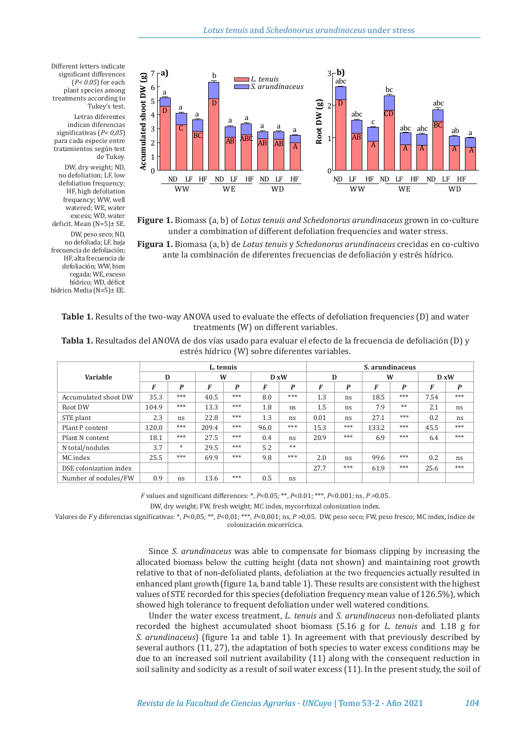Different letters indicate significant differences (*P< 0.05*) for each plant species among treatments according to Tukey's test.

Letras diferentes indican diferencias significativas (*P< 0,05*) para cada especie entre tratamientos según test de Tukey.

DW, dry weight; ND, no defoliation; LF, low defoliation frequency; HF, high defoliation frequency; WW, well watered; WE, water excess; WD, water deficit. Mean (N=5)± SE.

DW, peso seco; ND, no defoliada; LF, baja frecuencia de defoliación; HF, alta frecuencia de defoliación; WW, bien regada; WE, exceso hídrico; WD, déficit hídrico. Media (N=5)± EE.

a)
Accumulated shoot DW (g)
0 1 2 3 4 5 6 7
L. tenuis
S. arundinaceus
a a a b a a a a a
D C BC D AB ABC AB AB A
ND LF HF ND LF HF ND LF HF
WW WE WD

b)
Root DW (g)
0 1 2 3
abc abc c bc abc abc abc ab a
D AB A CD A A BC A A
ND LF HF ND LF HF ND LF HF
WW WE WD

**Figure 1.** Biomass (a, b) of *Lotus tenuis and Schedonorus arundinaceus* grown in co-culture under a combination of different defoliation frequencies and water stress.

**Figura 1.** Biomasa (a, b) de *Lotus tenuis* y *Schedonorus arundinaceus* crecidas en co-cultivo ante la combinación de diferentes frecuencias de defoliación y estrés hídrico.

**Table 1.** Results of the two-way ANOVA used to evaluate the effects of defoliation frequencies (D) and water treatments (W) on different variables.

**Tabla 1.** Resultados del ANOVA de dos vías usado para evaluar el efecto de la frecuencia de defoliación (D) y estrés hídrico (W) sobre diferentes variables.

| Variable | L. tenuis | | | | | | S. arundinaceus | | | | | |
|---|---|---|---|---|---|---|---|---|---|---|---|---|
| | D | | W | | D xW | | D | | W | | D xW | |
| | *F* | *P* | *F* | *P* | *F* | *P* | *F* | *P* | *F* | *P* | *F* | *P* |
| Accumulated shoot DW | 35.3 | *** | 40.5 | *** | 8.0 | *** | 1.3 | ns | 18.5 | *** | 7.54 | *** |
| Root DW | 104.9 | *** | 13.3 | *** | 1.8 | ns | 1.5 | ns | 7.9 | ** | 2.1 | ns |
| STE plant | 2.3 | ns | 22.8 | *** | 1.3 | ns | 0.01 | ns | 27.1 | *** | 0.2 | ns |
| Plant P content | 120.0 | *** | 209.4 | *** | 96.0 | *** | 15.3 | *** | 133.2 | *** | 45.5 | *** |
| Plant N content | 18.1 | *** | 27.5 | *** | 0.4 | ns | 20.9 | *** | 6.9 | *** | 6.4 | *** |
| N total/nodules | 3.7 | * | 29.5 | *** | 5.2 | ** | | | | | | |
| MC index | 25.5 | *** | 69.9 | *** | 9.8 | *** | 2.0 | ns | 99.6 | *** | 0.2 | ns |
| DSE colonization index | | | | | | | 27.7 | *** | 61.9 | *** | 25.6 | *** |
| Number of nodules/FW | 0.9 | ns | 13.6 | *** | 0.5 | ns | | | | | | |

*F* values and significant differences: *, $P<0.05$; **, $P<0.01$; ***, $P<0.001$; ns, $P>0.05$.

DW, dry weight; FW, fresh weight; MC index, mycorrhizal colonization index.

Valores de *F* y diferencias significativas: *, $P<0,05$; **, $P<0,01$; ***, $P<0,001$; ns, $P>0,05$. DW, peso seco; FW, peso fresco; MC index, índice de colonización micorrícica.

Since *S. arundinaceus* was able to compensate for biomass clipping by increasing the allocated biomass below the cutting height (data not shown) and maintaining root growth relative to that of non-defoliated plants, defoliation at the two frequencies actually resulted in enhanced plant growth (figure 1a, b and table 1). These results are consistent with the highest values of STE recorded for this species (defoliation frequency mean value of 126.5%), which showed high tolerance to frequent defoliation under well watered conditions.

Under the water excess treatment, *L. tenuis* and *S. arundinaceus* non-defoliated plants recorded the highest accumulated shoot biomass (5.16 g for *L. tenuis* and 1.18 g for *S. arundinaceus*) (figure 1a and table 1). In agreement with that previously described by several authors (11, 27), the adaptation of both species to water excess conditions may be due to an increased soil nutrient availability (11) along with the consequent reduction in soil salinity and sodicity as a result of soil water excess (11). In the present study, the soil of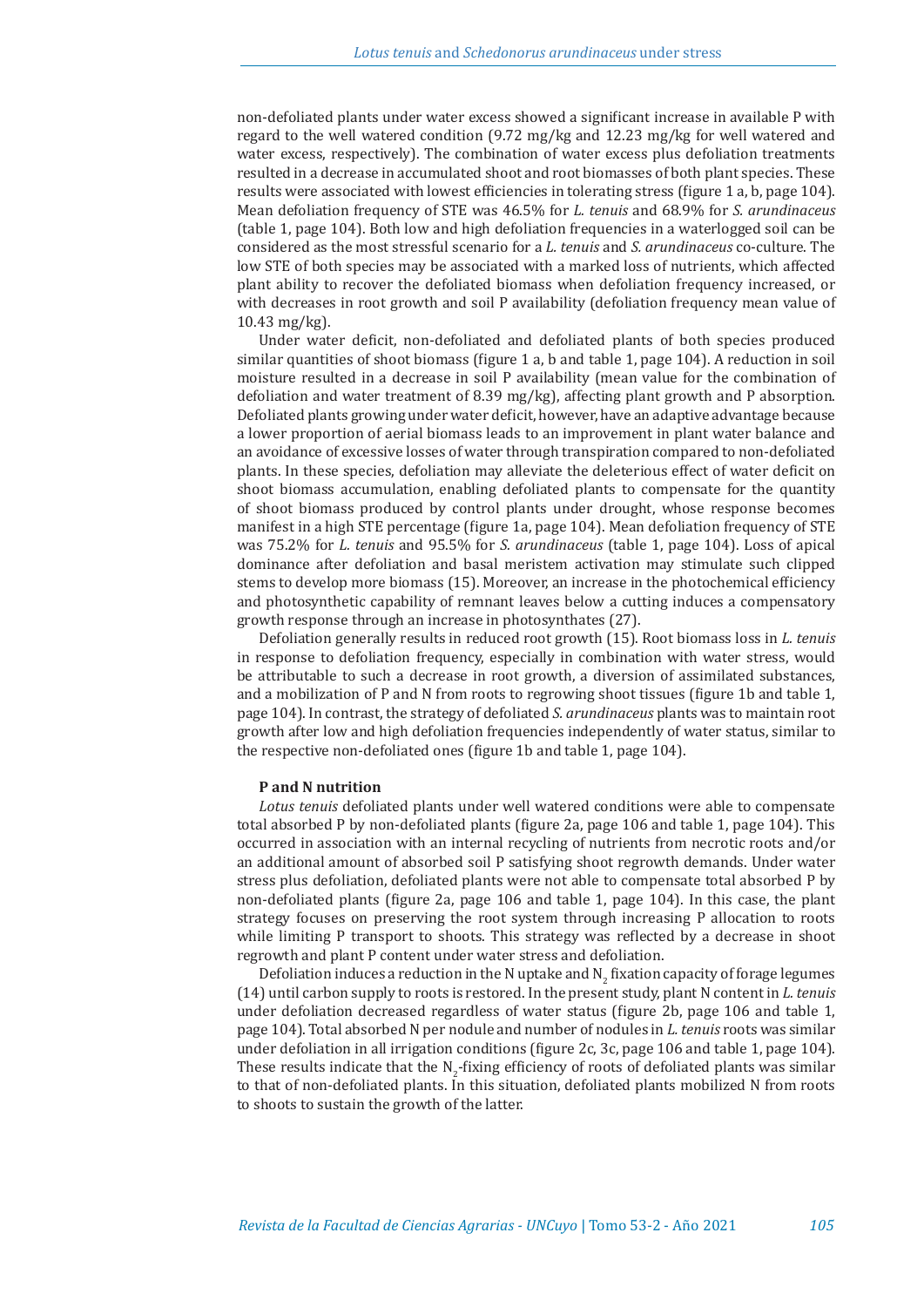non-defoliated plants under water excess showed a significant increase in available P with regard to the well watered condition (9.72 mg/kg and 12.23 mg/kg for well watered and water excess, respectively). The combination of water excess plus defoliation treatments resulted in a decrease in accumulated shoot and root biomasses of both plant species. These results were associated with lowest efficiencies in tolerating stress (figure 1 a, b, page 104). Mean defoliation frequency of STE was 46.5% for *L. tenuis* and 68.9% for *S. arundinaceus* (table 1, page 104). Both low and high defoliation frequencies in a waterlogged soil can be considered as the most stressful scenario for a *L. tenuis* and *S. arundinaceus* co-culture. The low STE of both species may be associated with a marked loss of nutrients, which affected plant ability to recover the defoliated biomass when defoliation frequency increased, or with decreases in root growth and soil P availability (defoliation frequency mean value of 10.43 mg/kg).

Under water deficit, non-defoliated and defoliated plants of both species produced similar quantities of shoot biomass (figure 1 a, b and table 1, page 104). A reduction in soil moisture resulted in a decrease in soil P availability (mean value for the combination of defoliation and water treatment of 8.39 mg/kg), affecting plant growth and P absorption. Defoliated plants growing under water deficit, however, have an adaptive advantage because a lower proportion of aerial biomass leads to an improvement in plant water balance and an avoidance of excessive losses of water through transpiration compared to non-defoliated plants. In these species, defoliation may alleviate the deleterious effect of water deficit on shoot biomass accumulation, enabling defoliated plants to compensate for the quantity of shoot biomass produced by control plants under drought, whose response becomes manifest in a high STE percentage (figure 1a, page 104). Mean defoliation frequency of STE was 75.2% for *L. tenuis* and 95.5% for *S. arundinaceus* (table 1, page 104). Loss of apical dominance after defoliation and basal meristem activation may stimulate such clipped stems to develop more biomass (15). Moreover, an increase in the photochemical efficiency and photosynthetic capability of remnant leaves below a cutting induces a compensatory growth response through an increase in photosynthates (27).

Defoliation generally results in reduced root growth (15). Root biomass loss in *L. tenuis* in response to defoliation frequency, especially in combination with water stress, would be attributable to such a decrease in root growth, a diversion of assimilated substances, and a mobilization of P and N from roots to regrowing shoot tissues (figure 1b and table 1, page 104). In contrast, the strategy of defoliated *S. arundinaceus* plants was to maintain root growth after low and high defoliation frequencies independently of water status, similar to the respective non-defoliated ones (figure 1b and table 1, page 104).

### P and N nutrition

*Lotus tenuis* defoliated plants under well watered conditions were able to compensate total absorbed P by non-defoliated plants (figure 2a, page 106 and table 1, page 104). This occurred in association with an internal recycling of nutrients from necrotic roots and/or an additional amount of absorbed soil P satisfying shoot regrowth demands. Under water stress plus defoliation, defoliated plants were not able to compensate total absorbed P by non-defoliated plants (figure 2a, page 106 and table 1, page 104). In this case, the plant strategy focuses on preserving the root system through increasing P allocation to roots while limiting P transport to shoots. This strategy was reflected by a decrease in shoot regrowth and plant P content under water stress and defoliation.

Defoliation induces a reduction in the N uptake and $N_2$ fixation capacity of forage legumes (14) until carbon supply to roots is restored. In the present study, plant N content in *L. tenuis* under defoliation decreased regardless of water status (figure 2b, page 106 and table 1, page 104). Total absorbed N per nodule and number of nodules in *L. tenuis* roots was similar under defoliation in all irrigation conditions (figure 2c, 3c, page 106 and table 1, page 104). These results indicate that the $N_2$-fixing efficiency of roots of defoliated plants was similar to that of non-defoliated plants. In this situation, defoliated plants mobilized N from roots to shoots to sustain the growth of the latter.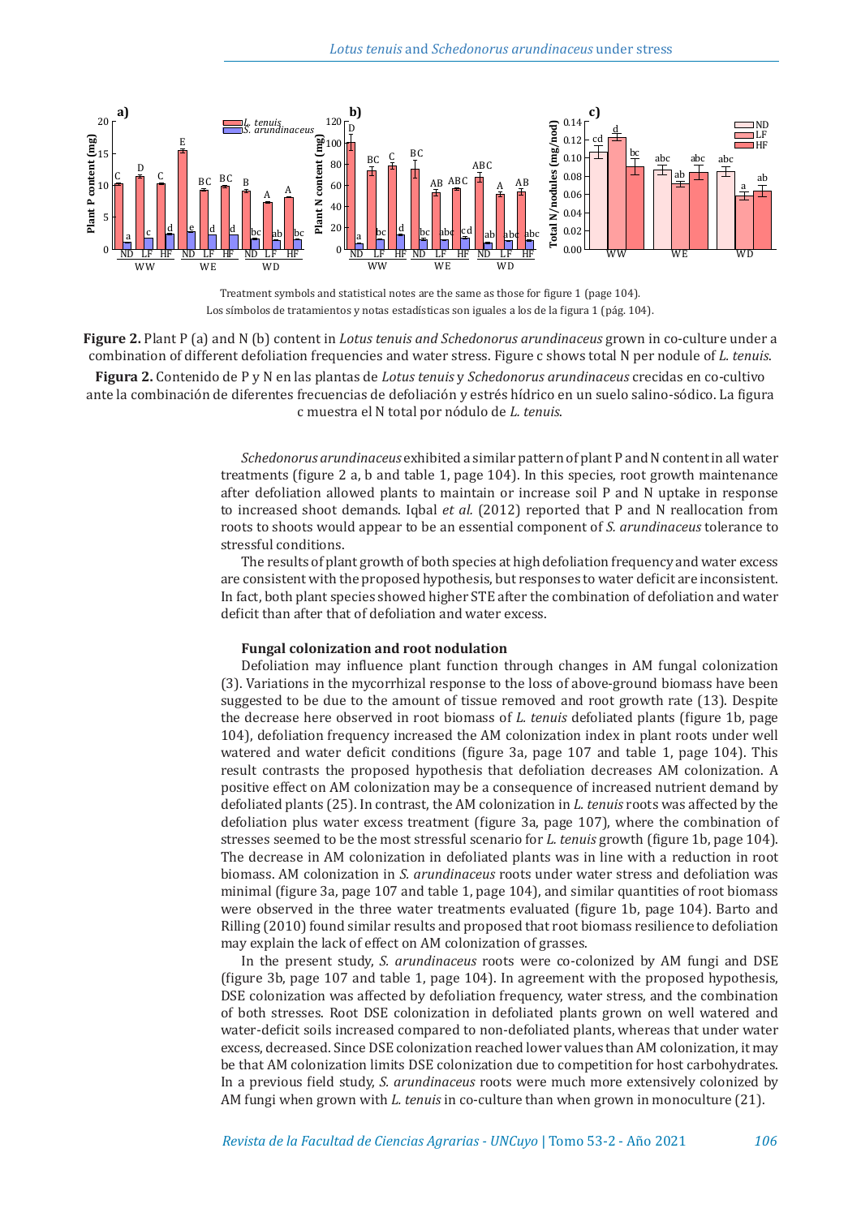a)

Plant P content (mg)

20, 15, 10, 5, 0

*L. tenuis*
*S. arundinaceus*

C, a, D, c, C, d, E, e, BC, d, BC, d, B, bc, A, ab, A, bc

ND LF HF ND LF HF ND LF HF

WW WE WD

b)

Plant N content (mg)

120, 100, 80, 60, 40, 20, 0

D, a, BC, bc, C, d, BC, bc, AB, abc, ABC, cd, ABC, ab, A, abc, AB, abc

ND LF HF ND LF HF ND LF HF

WW WE WD

c)

Total N/nodules (mg/nod)

0.14, 0.12, 0.10, 0.08, 0.06, 0.04, 0.02, 0.00

ND
LF
HF

cd, d, bc, abc, ab, abc, abc, a, ab

WW WE WD

Treatment symbols and statistical notes are the same as those for figure 1 (page 104).
Los símbolos de tratamientos y notas estadísticas son iguales a los de la figura 1 (pág. 104).

**Figure 2.** Plant P (a) and N (b) content in *Lotus tenuis and Schedonorus arundinaceus* grown in co-culture under a combination of different defoliation frequencies and water stress. Figure c shows total N per nodule of *L. tenuis*.

**Figura 2.** Contenido de P y N en las plantas de *Lotus tenuis* y *Schedonorus arundinaceus* crecidas en co-cultivo ante la combinación de diferentes frecuencias de defoliación y estrés hídrico en un suelo salino-sódico. La figura c muestra el N total por nódulo de *L. tenuis*.

*Schedonorus arundinaceus* exhibited a similar pattern of plant P and N content in all water treatments (figure 2 a, b and table 1, page 104). In this species, root growth maintenance after defoliation allowed plants to maintain or increase soil P and N uptake in response to increased shoot demands. Iqbal *et al.* (2012) reported that P and N reallocation from roots to shoots would appear to be an essential component of *S. arundinaceus* tolerance to stressful conditions.

The results of plant growth of both species at high defoliation frequency and water excess are consistent with the proposed hypothesis, but responses to water deficit are inconsistent. In fact, both plant species showed higher STE after the combination of defoliation and water deficit than after that of defoliation and water excess.

### Fungal colonization and root nodulation

Defoliation may influence plant function through changes in AM fungal colonization (3). Variations in the mycorrhizal response to the loss of above-ground biomass have been suggested to be due to the amount of tissue removed and root growth rate (13). Despite the decrease here observed in root biomass of *L. tenuis* defoliated plants (figure 1b, page 104), defoliation frequency increased the AM colonization index in plant roots under well watered and water deficit conditions (figure 3a, page 107 and table 1, page 104). This result contrasts the proposed hypothesis that defoliation decreases AM colonization. A positive effect on AM colonization may be a consequence of increased nutrient demand by defoliated plants (25). In contrast, the AM colonization in *L. tenuis* roots was affected by the defoliation plus water excess treatment (figure 3a, page 107), where the combination of stresses seemed to be the most stressful scenario for *L. tenuis* growth (figure 1b, page 104). The decrease in AM colonization in defoliated plants was in line with a reduction in root biomass. AM colonization in *S. arundinaceus* roots under water stress and defoliation was minimal (figure 3a, page 107 and table 1, page 104), and similar quantities of root biomass were observed in the three water treatments evaluated (figure 1b, page 104). Barto and Rilling (2010) found similar results and proposed that root biomass resilience to defoliation may explain the lack of effect on AM colonization of grasses.

In the present study, *S. arundinaceus* roots were co-colonized by AM fungi and DSE (figure 3b, page 107 and table 1, page 104). In agreement with the proposed hypothesis, DSE colonization was affected by defoliation frequency, water stress, and the combination of both stresses. Root DSE colonization in defoliated plants grown on well watered and water-deficit soils increased compared to non-defoliated plants, whereas that under water excess, decreased. Since DSE colonization reached lower values than AM colonization, it may be that AM colonization limits DSE colonization due to competition for host carbohydrates. In a previous field study, *S. arundinaceus* roots were much more extensively colonized by AM fungi when grown with *L. tenuis* in co-culture than when grown in monoculture (21).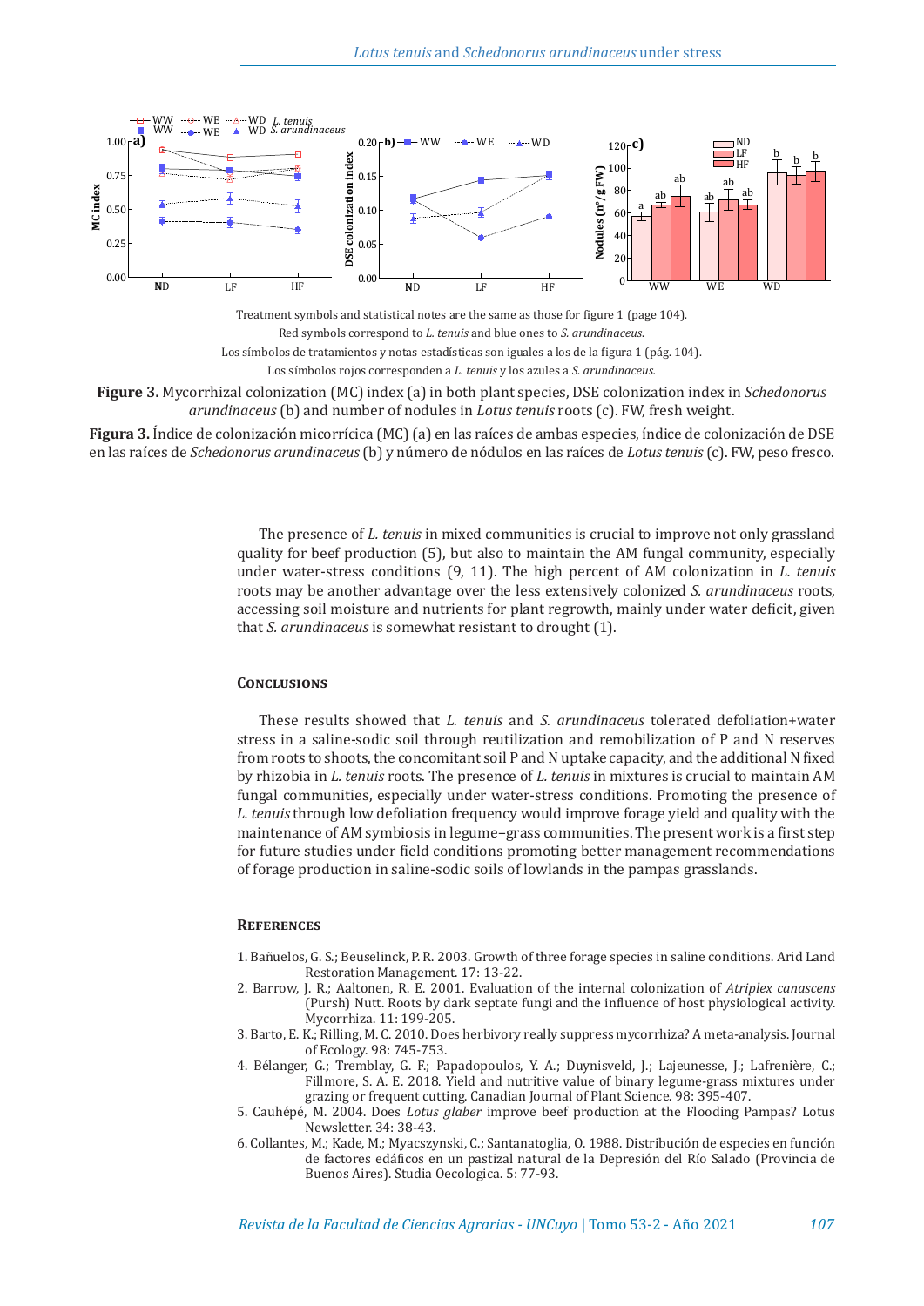a) — WW --- WE --- WD *L. tenuis*
— WW --- WE --- WD *S. arundinaceus*

MC index

1.00
0.75
0.50
0.25
0.00

ND LF HF

b) — WW --- WE --- WD

DSE colonization index

0.20
0.15
0.10
0.05
0.00

ND LF HF

c) ND LF HF

Nodules (n°/g FW)

120
100
80
60
40
20
0

a ab ab ab ab ab b b b

WW WE WD

Treatment symbols and statistical notes are the same as those for figure 1 (page 104).
Red symbols correspond to *L. tenuis* and blue ones to *S. arundinaceus*.
Los símbolos de tratamientos y notas estadísticas son iguales a los de la figura 1 (pág. 104).
Los símbolos rojos corresponden a *L. tenuis* y los azules a *S. arundinaceus*.

**Figure 3.** Mycorrhizal colonization (MC) index (a) in both plant species, DSE colonization index in *Schedonorus arundinaceus* (b) and number of nodules in *Lotus tenuis* roots (c). FW, fresh weight.

**Figura 3.** Índice de colonización micorrícica (MC) (a) en las raíces de ambas especies, índice de colonización de DSE en las raíces de *Schedonorus arundinaceus* (b) y número de nódulos en las raíces de *Lotus tenuis* (c). FW, peso fresco.

The presence of *L. tenuis* in mixed communities is crucial to improve not only grassland quality for beef production (5), but also to maintain the AM fungal community, especially under water-stress conditions (9, 11). The high percent of AM colonization in *L. tenuis* roots may be another advantage over the less extensively colonized *S. arundinaceus* roots, accessing soil moisture and nutrients for plant regrowth, mainly under water deficit, given that *S. arundinaceus* is somewhat resistant to drought (1).

## Conclusions

These results showed that *L. tenuis* and *S. arundinaceus* tolerated defoliation+water stress in a saline-sodic soil through reutilization and remobilization of P and N reserves from roots to shoots, the concomitant soil P and N uptake capacity, and the additional N fixed by rhizobia in *L. tenuis* roots. The presence of *L. tenuis* in mixtures is crucial to maintain AM fungal communities, especially under water-stress conditions. Promoting the presence of *L. tenuis* through low defoliation frequency would improve forage yield and quality with the maintenance of AM symbiosis in legume–grass communities. The present work is a first step for future studies under field conditions promoting better management recommendations of forage production in saline-sodic soils of lowlands in the pampas grasslands.

## References

1. Bañuelos, G. S.; Beuselinck, P. R. 2003. Growth of three forage species in saline conditions. Arid Land Restoration Management. 17: 13-22.
2. Barrow, J. R.; Aaltonen, R. E. 2001. Evaluation of the internal colonization of *Atriplex canascens* (Pursh) Nutt. Roots by dark septate fungi and the influence of host physiological activity. Mycorrhiza. 11: 199-205.
3. Barto, E. K.; Rilling, M. C. 2010. Does herbivory really suppress mycorrhiza? A meta-analysis. Journal of Ecology. 98: 745-753.
4. Bélanger, G.; Tremblay, G. F.; Papadopoulos, Y. A.; Duynisveld, J.; Lajeunesse, J.; Lafrenière, C.; Fillmore, S. A. E. 2018. Yield and nutritive value of binary legume-grass mixtures under grazing or frequent cutting. Canadian Journal of Plant Science. 98: 395-407.
5. Cauhépé, M. 2004. Does *Lotus glaber* improve beef production at the Flooding Pampas? Lotus Newsletter. 34: 38-43.
6. Collantes, M.; Kade, M.; Myacszynski, C.; Santanatoglia, O. 1988. Distribución de especies en función de factores edáficos en un pastizal natural de la Depresión del Río Salado (Provincia de Buenos Aires). Studia Oecologica. 5: 77-93.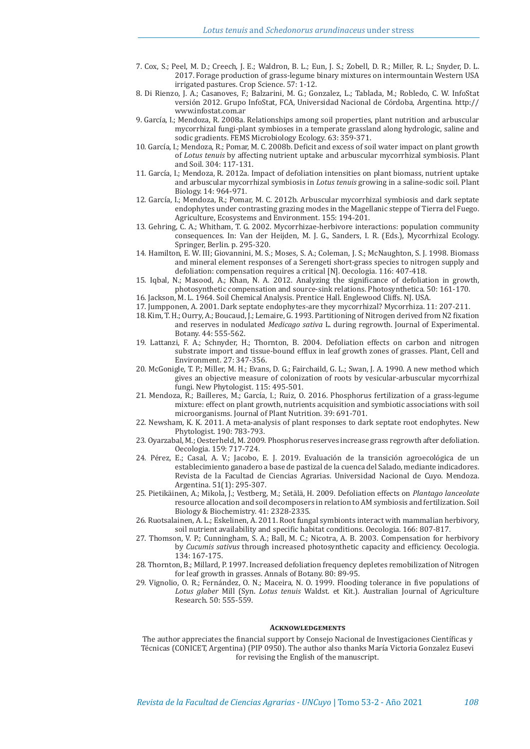7. Cox, S.; Peel, M. D.; Creech, J. E.; Waldron, B. L.; Eun, J. S.; Zobell, D. R.; Miller, R. L.; Snyder, D. L. 2017. Forage production of grass-legume binary mixtures on intermountain Western USA irrigated pastures. Crop Science. 57: 1-12.
8. Di Rienzo, J. A.; Casanoves, F.; Balzarini, M. G.; Gonzalez, L.; Tablada, M.; Robledo, C. W. InfoStat versión 2012. Grupo InfoStat, FCA, Universidad Nacional de Córdoba, Argentina. http://www.infostat.com.ar
9. García, I.; Mendoza, R. 2008a. Relationships among soil properties, plant nutrition and arbuscular mycorrhizal fungi-plant symbioses in a temperate grassland along hydrologic, saline and sodic gradients. FEMS Microbiology Ecology. 63: 359-371.
10. García, I.; Mendoza, R.; Pomar, M. C. 2008b. Deficit and excess of soil water impact on plant growth of *Lotus tenuis* by affecting nutrient uptake and arbuscular mycorrhizal symbiosis. Plant and Soil. 304: 117-131.
11. García, I.; Mendoza, R. 2012a. Impact of defoliation intensities on plant biomass, nutrient uptake and arbuscular mycorrhizal symbiosis in *Lotus tenuis* growing in a saline-sodic soil. Plant Biology. 14: 964-971.
12. García, I.; Mendoza, R.; Pomar, M. C. 2012b. Arbuscular mycorrhizal symbiosis and dark septate endophytes under contrasting grazing modes in the Magellanic steppe of Tierra del Fuego. Agriculture, Ecosystems and Environment. 155: 194-201.
13. Gehring, C. A.; Whitham, T. G. 2002. Mycorrhizae-herbivore interactions: population community consequences. In: Van der Heijden, M. J. G., Sanders, I. R. (Eds.), Mycorrhizal Ecology. Springer, Berlin. p. 295-320.
14. Hamilton, E. W. III; Giovannini, M. S.; Moses, S. A.; Coleman, J. S.; McNaughton, S. J. 1998. Biomass and mineral element responses of a Serengeti short-grass species to nitrogen supply and defoliation: compensation requires a critical [N]. Oecologia. 116: 407-418.
15. Iqbal, N.; Masood, A.; Khan, N. A. 2012. Analyzing the significance of defoliation in growth, photosynthetic compensation and source-sink relations. Photosynthetica. 50: 161-170.
16. Jackson, M. L. 1964. Soil Chemical Analysis. Prentice Hall. Englewood Cliffs. NJ. USA.
17. Jumpponen, A. 2001. Dark septate endophytes-are they mycorrhizal? Mycorrhiza. 11: 207-211.
18. Kim, T. H.; Ourry, A.; Boucaud, J.; Lemaire, G. 1993. Partitioning of Nitrogen derived from N2 fixation and reserves in nodulated *Medicago sativa* L. during regrowth. Journal of Experimental. Botany. 44: 555-562.
19. Lattanzi, F. A.; Schnyder, H.; Thornton, B. 2004. Defoliation effects on carbon and nitrogen substrate import and tissue-bound efflux in leaf growth zones of grasses. Plant, Cell and Environment. 27: 347-356.
20. McGonigle, T. P.; Miller, M. H.; Evans, D. G.; Fairchaild, G. L.; Swan, J. A. 1990. A new method which gives an objective measure of colonization of roots by vesicular-arbuscular mycorrhizal fungi. New Phytologist. 115: 495-501.
21. Mendoza, R.; Bailleres, M.; García, I.; Ruiz, O. 2016. Phosphorus fertilization of a grass-legume mixture: effect on plant growth, nutrients acquisition and symbiotic associations with soil microorganisms. Journal of Plant Nutrition. 39: 691-701.
22. Newsham, K. K. 2011. A meta-analysis of plant responses to dark septate root endophytes. New Phytologist. 190: 783-793.
23. Oyarzabal, M.; Oesterheld, M. 2009. Phosphorus reserves increase grass regrowth after defoliation. Oecologia. 159: 717-724.
24. Pérez, E.; Casal, A. V.; Jacobo, E. J. 2019. Evaluación de la transición agroecológica de un establecimiento ganadero a base de pastizal de la cuenca del Salado, mediante indicadores. Revista de la Facultad de Ciencias Agrarias. Universidad Nacional de Cuyo. Mendoza. Argentina. 51(1): 295-307.
25. Pietikäinen, A.; Mikola, J.; Vestberg, M.; Setälä, H. 2009. Defoliation effects on *Plantago lanceolate* resource allocation and soil decomposers in relation to AM symbiosis and fertilization. Soil Biology & Biochemistry. 41: 2328-2335.
26. Ruotsalainen, A. L.; Eskelinen, A. 2011. Root fungal symbionts interact with mammalian herbivory, soil nutrient availability and specific habitat conditions. Oecologia. 166: 807-817.
27. Thomson, V. P.; Cunningham, S. A.; Ball, M. C.; Nicotra, A. B. 2003. Compensation for herbivory by *Cucumis sativus* through increased photosynthetic capacity and efficiency. Oecologia. 134: 167-175.
28. Thornton, B.; Millard, P. 1997. Increased defoliation frequency depletes remobilization of Nitrogen for leaf growth in grasses. Annals of Botany. 80: 89-95.
29. Vignolio, O. R.; Fernández, O. N.; Maceira, N. O. 1999. Flooding tolerance in five populations of *Lotus glaber* Mill (Syn. *Lotus tenuis* Waldst. et Kit.). Australian Journal of Agriculture Research. 50: 555-559.

## Acknowledgements

The author appreciates the financial support by Consejo Nacional de Investigaciones Científicas y Técnicas (CONICET, Argentina) (PIP 0950). The author also thanks María Victoria Gonzalez Eusevi for revising the English of the manuscript.